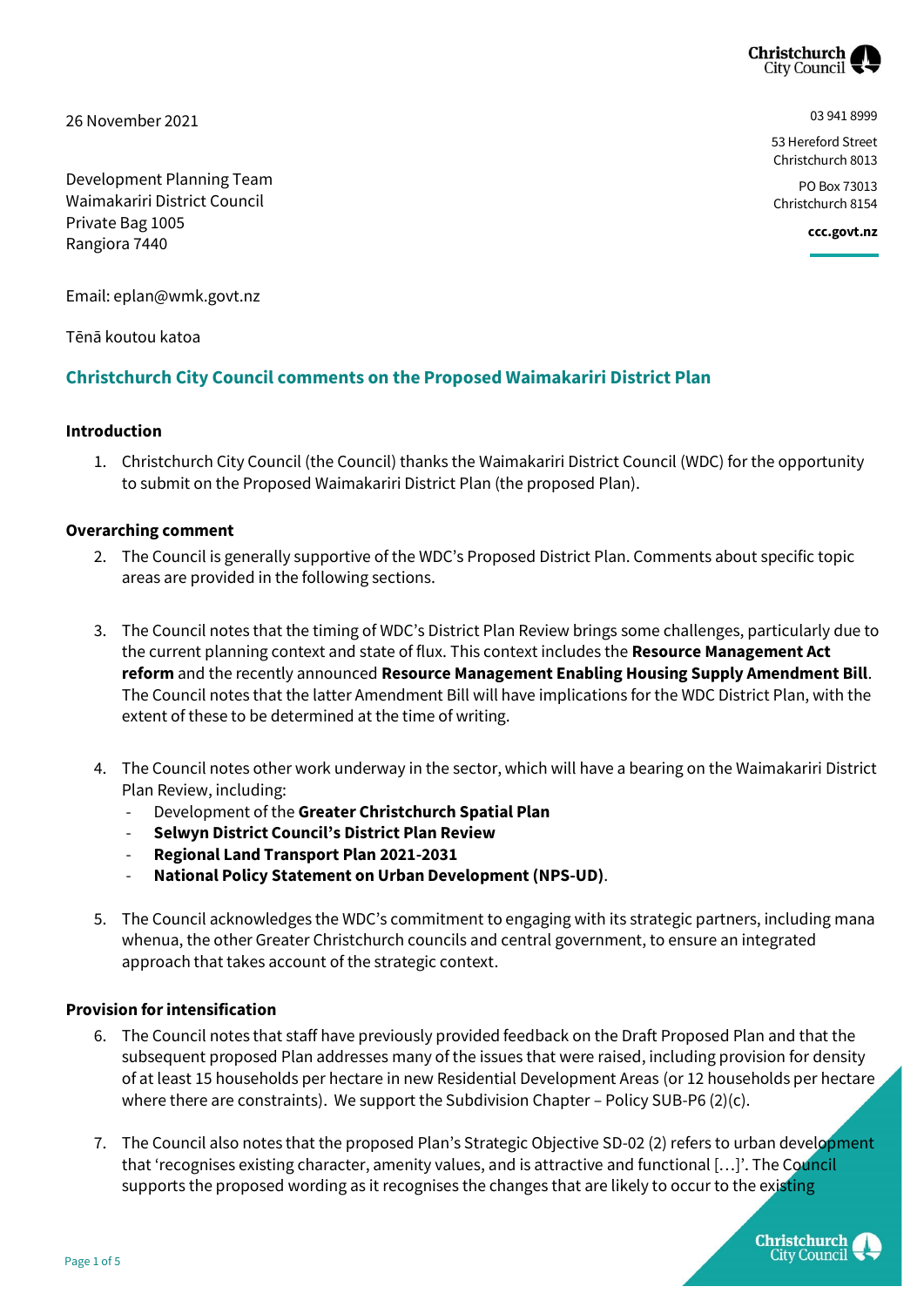26 November 2021

Development Planning Team
Waimakariri District Council
Private Bag 1005
Rangiora 7440

03 941 8999

53 Hereford Street
Christchurch 8013

PO Box 73013
Christchurch 8154

**ccc.govt.nz**

Email: eplan@wmk.govt.nz

Tēnā koutou katoa

## Christchurch City Council comments on the Proposed Waimakariri District Plan

### Introduction

1. Christchurch City Council (the Council) thanks the Waimakariri District Council (WDC) for the opportunity to submit on the Proposed Waimakariri District Plan (the proposed Plan).

### Overarching comment

2. The Council is generally supportive of the WDC's Proposed District Plan. Comments about specific topic areas are provided in the following sections.

3. The Council notes that the timing of WDC's District Plan Review brings some challenges, particularly due to the current planning context and state of flux. This context includes the **Resource Management Act reform** and the recently announced **Resource Management Enabling Housing Supply Amendment Bill**. The Council notes that the latter Amendment Bill will have implications for the WDC District Plan, with the extent of these to be determined at the time of writing.

4. The Council notes other work underway in the sector, which will have a bearing on the Waimakariri District Plan Review, including:
   - Development of the **Greater Christchurch Spatial Plan**
   - **Selwyn District Council's District Plan Review**
   - **Regional Land Transport Plan 2021-2031**
   - **National Policy Statement on Urban Development (NPS-UD)**.

5. The Council acknowledges the WDC's commitment to engaging with its strategic partners, including mana whenua, the other Greater Christchurch councils and central government, to ensure an integrated approach that takes account of the strategic context.

### Provision for intensification

6. The Council notes that staff have previously provided feedback on the Draft Proposed Plan and that the subsequent proposed Plan addresses many of the issues that were raised, including provision for density of at least 15 households per hectare in new Residential Development Areas (or 12 households per hectare where there are constraints). We support the Subdivision Chapter – Policy SUB-P6 (2)(c).

7. The Council also notes that the proposed Plan's Strategic Objective SD-02 (2) refers to urban development that 'recognises existing character, amenity values, and is attractive and functional […]'. The Council supports the proposed wording as it recognises the changes that are likely to occur to the existing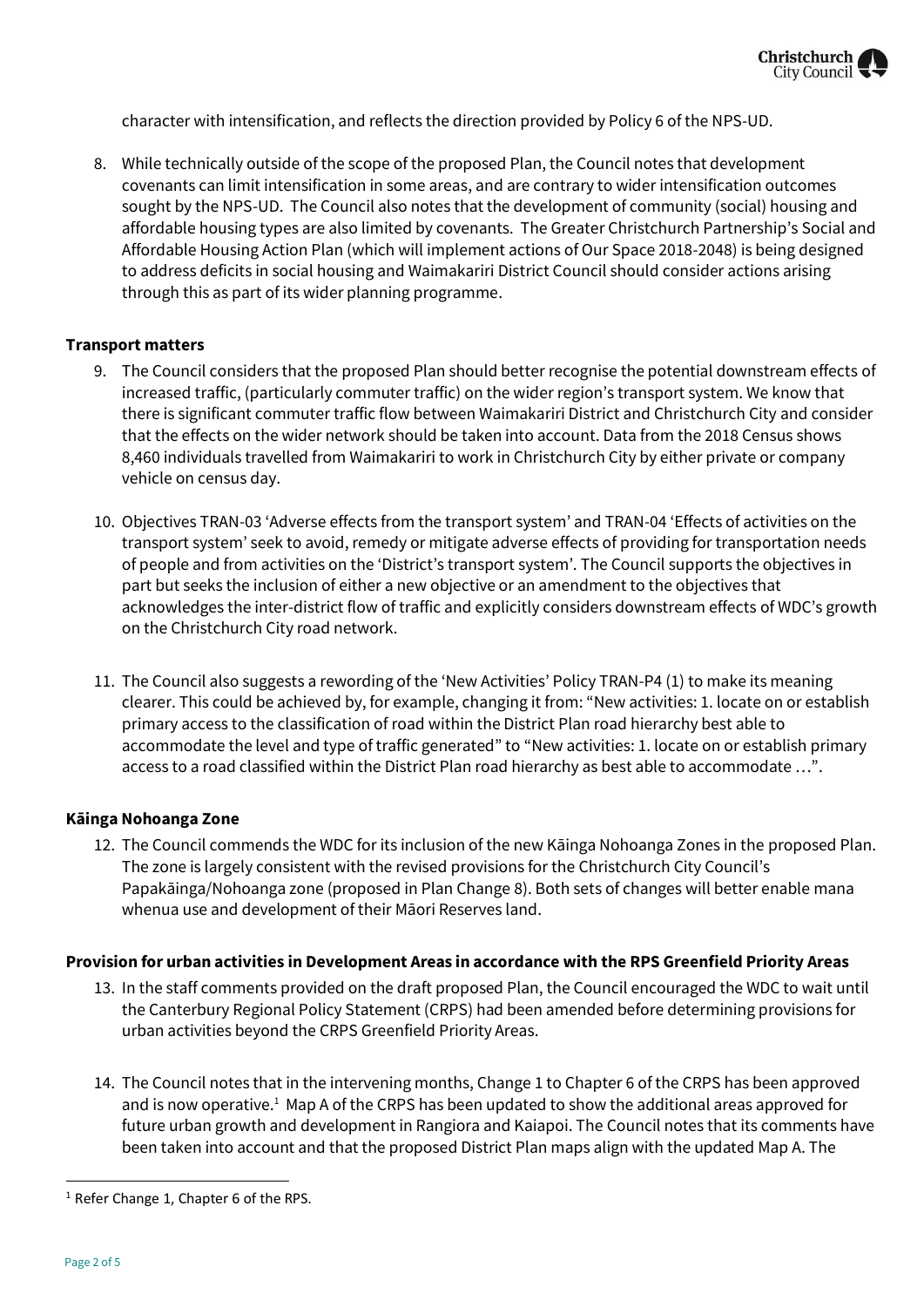character with intensification, and reflects the direction provided by Policy 6 of the NPS-UD.

8. While technically outside of the scope of the proposed Plan, the Council notes that development covenants can limit intensification in some areas, and are contrary to wider intensification outcomes sought by the NPS-UD. The Council also notes that the development of community (social) housing and affordable housing types are also limited by covenants. The Greater Christchurch Partnership's Social and Affordable Housing Action Plan (which will implement actions of Our Space 2018-2048) is being designed to address deficits in social housing and Waimakariri District Council should consider actions arising through this as part of its wider planning programme.

**Transport matters**

9. The Council considers that the proposed Plan should better recognise the potential downstream effects of increased traffic, (particularly commuter traffic) on the wider region's transport system. We know that there is significant commuter traffic flow between Waimakariri District and Christchurch City and consider that the effects on the wider network should be taken into account. Data from the 2018 Census shows 8,460 individuals travelled from Waimakariri to work in Christchurch City by either private or company vehicle on census day.

10. Objectives TRAN-03 'Adverse effects from the transport system' and TRAN-04 'Effects of activities on the transport system' seek to avoid, remedy or mitigate adverse effects of providing for transportation needs of people and from activities on the 'District's transport system'. The Council supports the objectives in part but seeks the inclusion of either a new objective or an amendment to the objectives that acknowledges the inter-district flow of traffic and explicitly considers downstream effects of WDC's growth on the Christchurch City road network.

11. The Council also suggests a rewording of the 'New Activities' Policy TRAN-P4 (1) to make its meaning clearer. This could be achieved by, for example, changing it from: "New activities: 1. locate on or establish primary access to the classification of road within the District Plan road hierarchy best able to accommodate the level and type of traffic generated" to "New activities: 1. locate on or establish primary access to a road classified within the District Plan road hierarchy as best able to accommodate …".

**Kāinga Nohoanga Zone**

12. The Council commends the WDC for its inclusion of the new Kāinga Nohoanga Zones in the proposed Plan. The zone is largely consistent with the revised provisions for the Christchurch City Council's Papakāinga/Nohoanga zone (proposed in Plan Change 8). Both sets of changes will better enable mana whenua use and development of their Māori Reserves land.

**Provision for urban activities in Development Areas in accordance with the RPS Greenfield Priority Areas**

13. In the staff comments provided on the draft proposed Plan, the Council encouraged the WDC to wait until the Canterbury Regional Policy Statement (CRPS) had been amended before determining provisions for urban activities beyond the CRPS Greenfield Priority Areas.

14. The Council notes that in the intervening months, Change 1 to Chapter 6 of the CRPS has been approved and is now operative.[1] Map A of the CRPS has been updated to show the additional areas approved for future urban growth and development in Rangiora and Kaiapoi. The Council notes that its comments have been taken into account and that the proposed District Plan maps align with the updated Map A. The

[1] Refer Change 1, Chapter 6 of the RPS.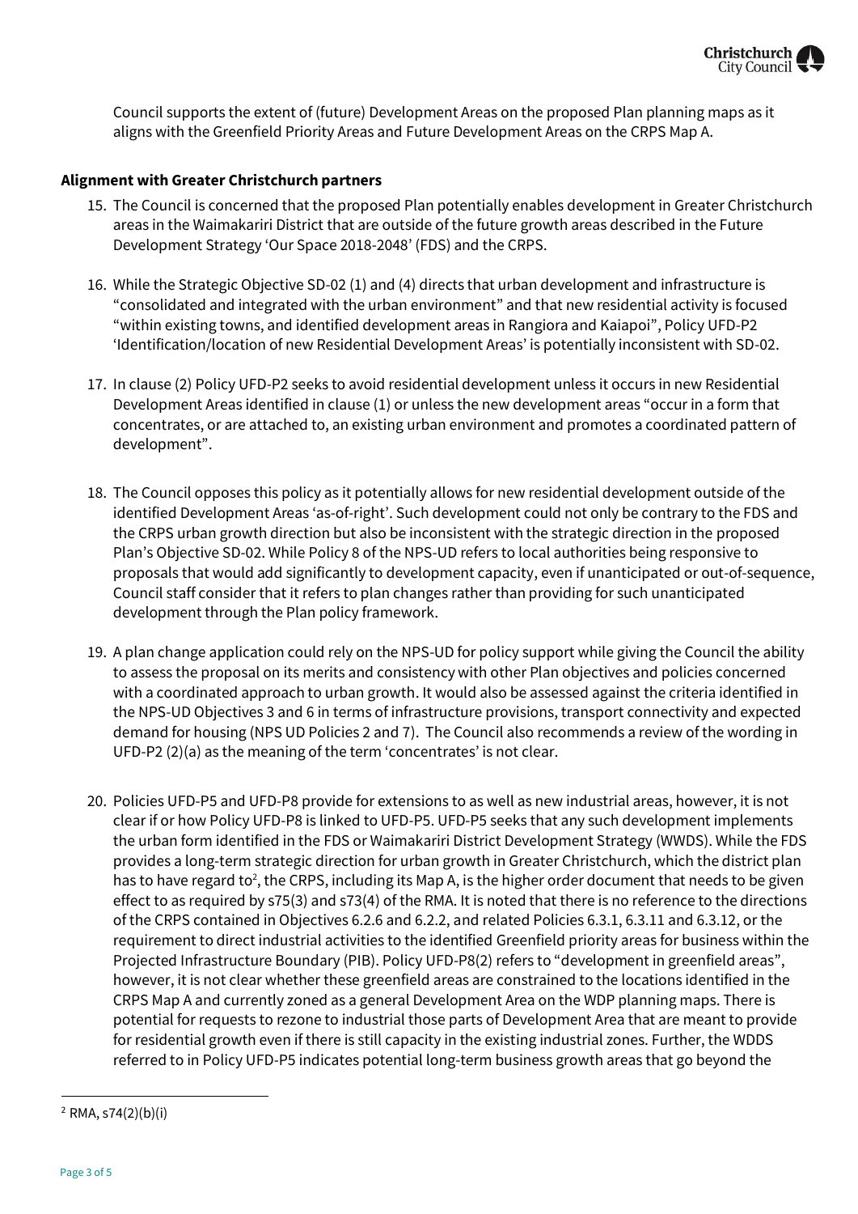Council supports the extent of (future) Development Areas on the proposed Plan planning maps as it aligns with the Greenfield Priority Areas and Future Development Areas on the CRPS Map A.

**Alignment with Greater Christchurch partners**

15. The Council is concerned that the proposed Plan potentially enables development in Greater Christchurch areas in the Waimakariri District that are outside of the future growth areas described in the Future Development Strategy 'Our Space 2018-2048' (FDS) and the CRPS.

16. While the Strategic Objective SD-02 (1) and (4) directs that urban development and infrastructure is "consolidated and integrated with the urban environment" and that new residential activity is focused "within existing towns, and identified development areas in Rangiora and Kaiapoi", Policy UFD-P2 'Identification/location of new Residential Development Areas' is potentially inconsistent with SD-02.

17. In clause (2) Policy UFD-P2 seeks to avoid residential development unless it occurs in new Residential Development Areas identified in clause (1) or unless the new development areas "occur in a form that concentrates, or are attached to, an existing urban environment and promotes a coordinated pattern of development".

18. The Council opposes this policy as it potentially allows for new residential development outside of the identified Development Areas 'as-of-right'. Such development could not only be contrary to the FDS and the CRPS urban growth direction but also be inconsistent with the strategic direction in the proposed Plan's Objective SD-02. While Policy 8 of the NPS-UD refers to local authorities being responsive to proposals that would add significantly to development capacity, even if unanticipated or out-of-sequence, Council staff consider that it refers to plan changes rather than providing for such unanticipated development through the Plan policy framework.

19. A plan change application could rely on the NPS-UD for policy support while giving the Council the ability to assess the proposal on its merits and consistency with other Plan objectives and policies concerned with a coordinated approach to urban growth. It would also be assessed against the criteria identified in the NPS-UD Objectives 3 and 6 in terms of infrastructure provisions, transport connectivity and expected demand for housing (NPS UD Policies 2 and 7). The Council also recommends a review of the wording in UFD-P2 (2)(a) as the meaning of the term 'concentrates' is not clear.

20. Policies UFD-P5 and UFD-P8 provide for extensions to as well as new industrial areas, however, it is not clear if or how Policy UFD-P8 is linked to UFD-P5. UFD-P5 seeks that any such development implements the urban form identified in the FDS or Waimakariri District Development Strategy (WWDS). While the FDS provides a long-term strategic direction for urban growth in Greater Christchurch, which the district plan has to have regard to[2], the CRPS, including its Map A, is the higher order document that needs to be given effect to as required by s75(3) and s73(4) of the RMA. It is noted that there is no reference to the directions of the CRPS contained in Objectives 6.2.6 and 6.2.2, and related Policies 6.3.1, 6.3.11 and 6.3.12, or the requirement to direct industrial activities to the identified Greenfield priority areas for business within the Projected Infrastructure Boundary (PIB). Policy UFD-P8(2) refers to "development in greenfield areas", however, it is not clear whether these greenfield areas are constrained to the locations identified in the CRPS Map A and currently zoned as a general Development Area on the WDP planning maps. There is potential for requests to rezone to industrial those parts of Development Area that are meant to provide for residential growth even if there is still capacity in the existing industrial zones. Further, the WDDS referred to in Policy UFD-P5 indicates potential long-term business growth areas that go beyond the

---

[2] RMA, s74(2)(b)(i)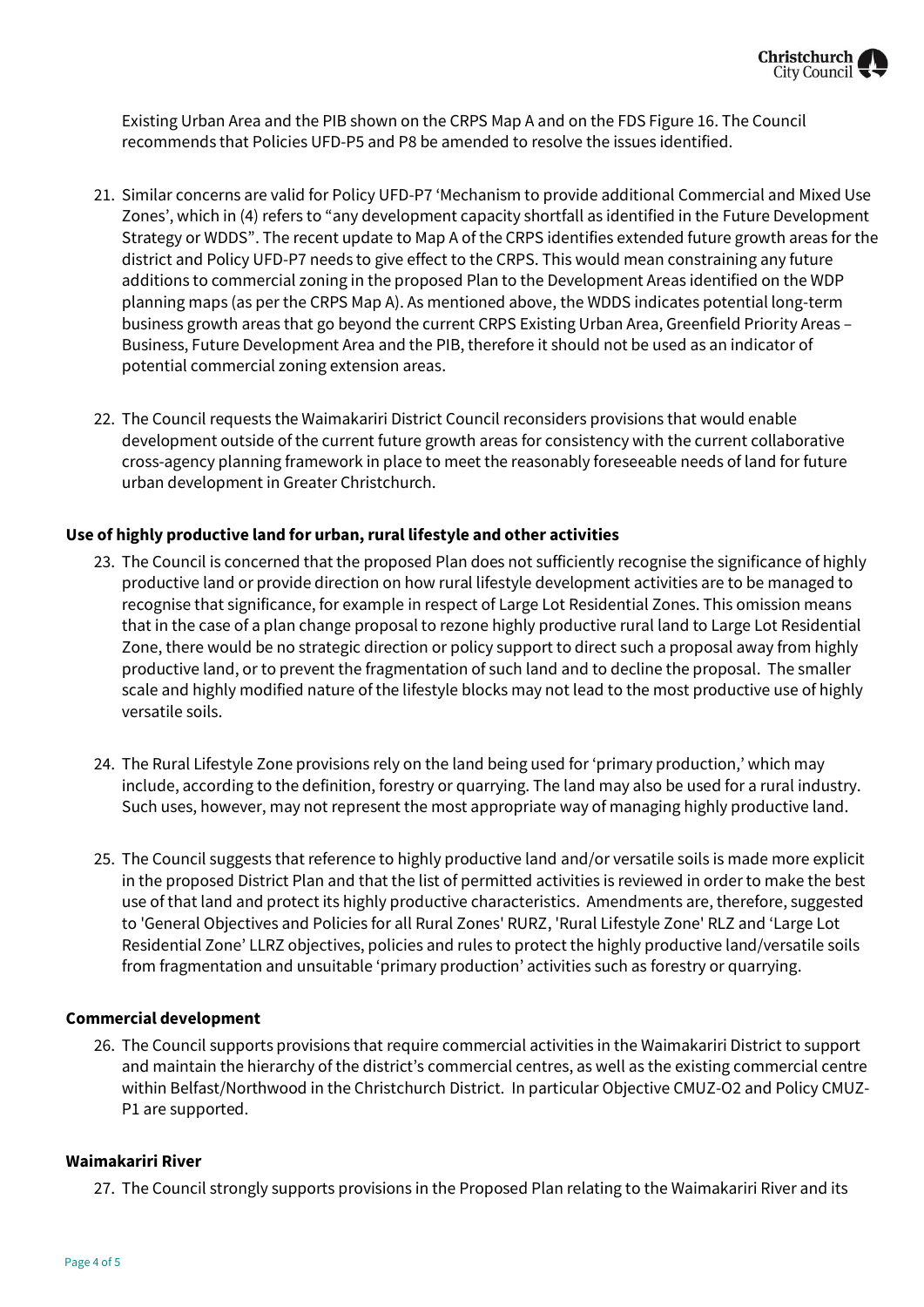Existing Urban Area and the PIB shown on the CRPS Map A and on the FDS Figure 16. The Council recommends that Policies UFD-P5 and P8 be amended to resolve the issues identified.

21. Similar concerns are valid for Policy UFD-P7 'Mechanism to provide additional Commercial and Mixed Use Zones', which in (4) refers to "any development capacity shortfall as identified in the Future Development Strategy or WDDS". The recent update to Map A of the CRPS identifies extended future growth areas for the district and Policy UFD-P7 needs to give effect to the CRPS. This would mean constraining any future additions to commercial zoning in the proposed Plan to the Development Areas identified on the WDP planning maps (as per the CRPS Map A). As mentioned above, the WDDS indicates potential long-term business growth areas that go beyond the current CRPS Existing Urban Area, Greenfield Priority Areas – Business, Future Development Area and the PIB, therefore it should not be used as an indicator of potential commercial zoning extension areas.

22. The Council requests the Waimakariri District Council reconsiders provisions that would enable development outside of the current future growth areas for consistency with the current collaborative cross-agency planning framework in place to meet the reasonably foreseeable needs of land for future urban development in Greater Christchurch.

**Use of highly productive land for urban, rural lifestyle and other activities**

23. The Council is concerned that the proposed Plan does not sufficiently recognise the significance of highly productive land or provide direction on how rural lifestyle development activities are to be managed to recognise that significance, for example in respect of Large Lot Residential Zones. This omission means that in the case of a plan change proposal to rezone highly productive rural land to Large Lot Residential Zone, there would be no strategic direction or policy support to direct such a proposal away from highly productive land, or to prevent the fragmentation of such land and to decline the proposal. The smaller scale and highly modified nature of the lifestyle blocks may not lead to the most productive use of highly versatile soils.

24. The Rural Lifestyle Zone provisions rely on the land being used for 'primary production,' which may include, according to the definition, forestry or quarrying. The land may also be used for a rural industry. Such uses, however, may not represent the most appropriate way of managing highly productive land.

25. The Council suggests that reference to highly productive land and/or versatile soils is made more explicit in the proposed District Plan and that the list of permitted activities is reviewed in order to make the best use of that land and protect its highly productive characteristics. Amendments are, therefore, suggested to 'General Objectives and Policies for all Rural Zones' RURZ, 'Rural Lifestyle Zone' RLZ and 'Large Lot Residential Zone' LLRZ objectives, policies and rules to protect the highly productive land/versatile soils from fragmentation and unsuitable 'primary production' activities such as forestry or quarrying.

**Commercial development**

26. The Council supports provisions that require commercial activities in the Waimakariri District to support and maintain the hierarchy of the district's commercial centres, as well as the existing commercial centre within Belfast/Northwood in the Christchurch District. In particular Objective CMUZ-O2 and Policy CMUZ-P1 are supported.

**Waimakariri River**

27. The Council strongly supports provisions in the Proposed Plan relating to the Waimakariri River and its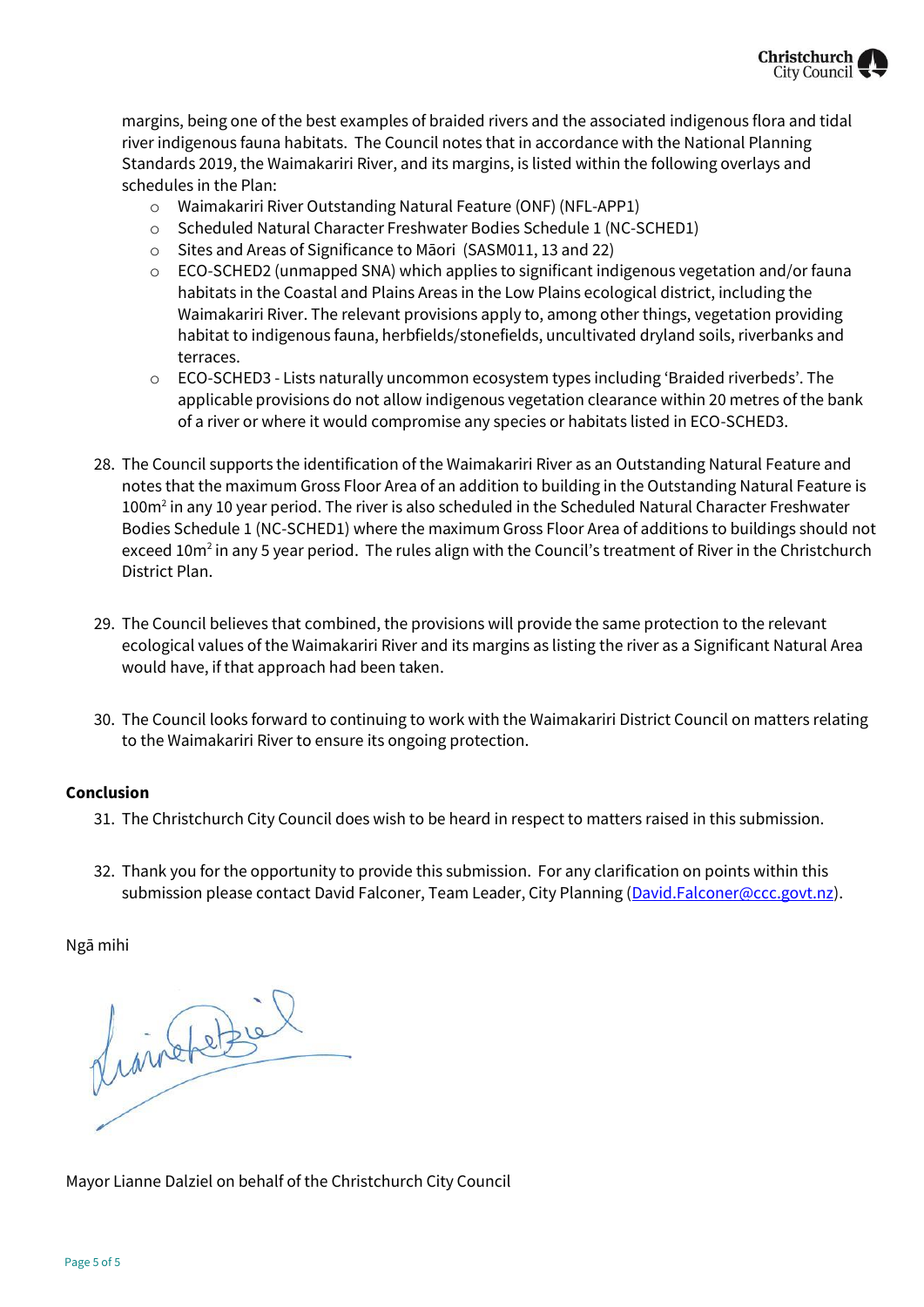margins, being one of the best examples of braided rivers and the associated indigenous flora and tidal river indigenous fauna habitats. The Council notes that in accordance with the National Planning Standards 2019, the Waimakariri River, and its margins, is listed within the following overlays and schedules in the Plan:

- Waimakariri River Outstanding Natural Feature (ONF) (NFL-APP1)
- Scheduled Natural Character Freshwater Bodies Schedule 1 (NC-SCHED1)
- Sites and Areas of Significance to Māori (SASM011, 13 and 22)
- ECO-SCHED2 (unmapped SNA) which applies to significant indigenous vegetation and/or fauna habitats in the Coastal and Plains Areas in the Low Plains ecological district, including the Waimakariri River. The relevant provisions apply to, among other things, vegetation providing habitat to indigenous fauna, herbfields/stonefields, uncultivated dryland soils, riverbanks and terraces.
- ECO-SCHED3 - Lists naturally uncommon ecosystem types including 'Braided riverbeds'. The applicable provisions do not allow indigenous vegetation clearance within 20 metres of the bank of a river or where it would compromise any species or habitats listed in ECO-SCHED3.

28. The Council supports the identification of the Waimakariri River as an Outstanding Natural Feature and notes that the maximum Gross Floor Area of an addition to building in the Outstanding Natural Feature is 100m² in any 10 year period. The river is also scheduled in the Scheduled Natural Character Freshwater Bodies Schedule 1 (NC-SCHED1) where the maximum Gross Floor Area of additions to buildings should not exceed 10m² in any 5 year period. The rules align with the Council's treatment of River in the Christchurch District Plan.

29. The Council believes that combined, the provisions will provide the same protection to the relevant ecological values of the Waimakariri River and its margins as listing the river as a Significant Natural Area would have, if that approach had been taken.

30. The Council looks forward to continuing to work with the Waimakariri District Council on matters relating to the Waimakariri River to ensure its ongoing protection.

**Conclusion**

31. The Christchurch City Council does wish to be heard in respect to matters raised in this submission.

32. Thank you for the opportunity to provide this submission. For any clarification on points within this submission please contact David Falconer, Team Leader, City Planning (David.Falconer@ccc.govt.nz).

Ngā mihi

Mayor Lianne Dalziel on behalf of the Christchurch City Council